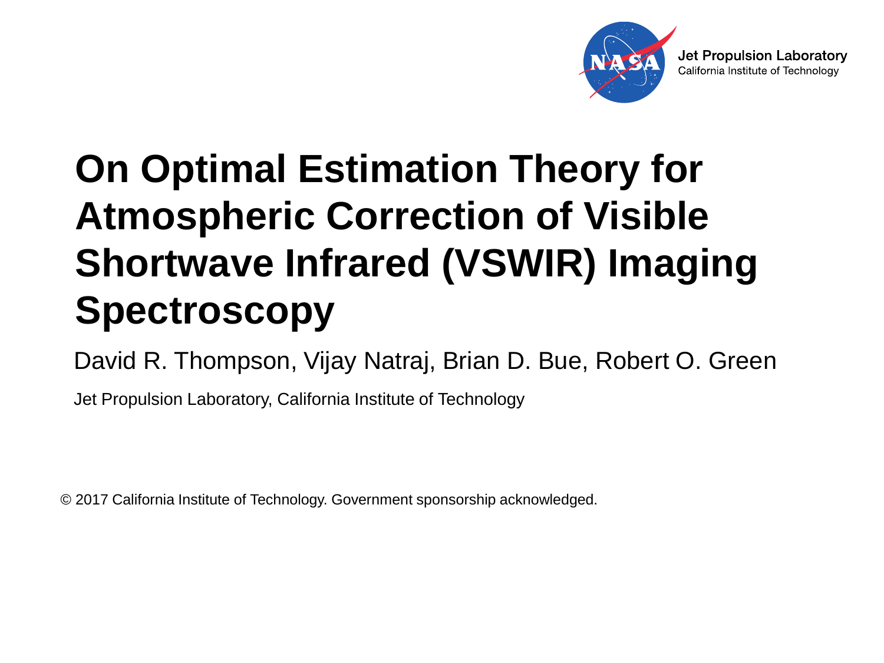Jet Propulsion Laboratory
California Institute of Technology

# On Optimal Estimation Theory for Atmospheric Correction of Visible Shortwave Infrared (VSWIR) Imaging Spectroscopy

David R. Thompson, Vijay Natraj, Brian D. Bue, Robert O. Green

Jet Propulsion Laboratory, California Institute of Technology

© 2017 California Institute of Technology. Government sponsorship acknowledged.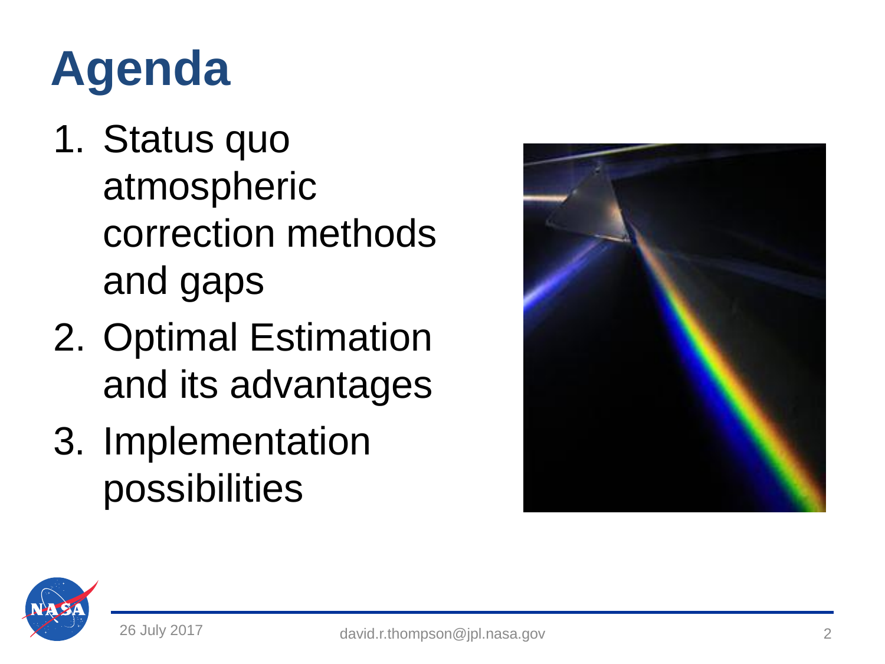# Agenda

1. Status quo atmospheric correction methods and gaps
2. Optimal Estimation and its advantages
3. Implementation possibilities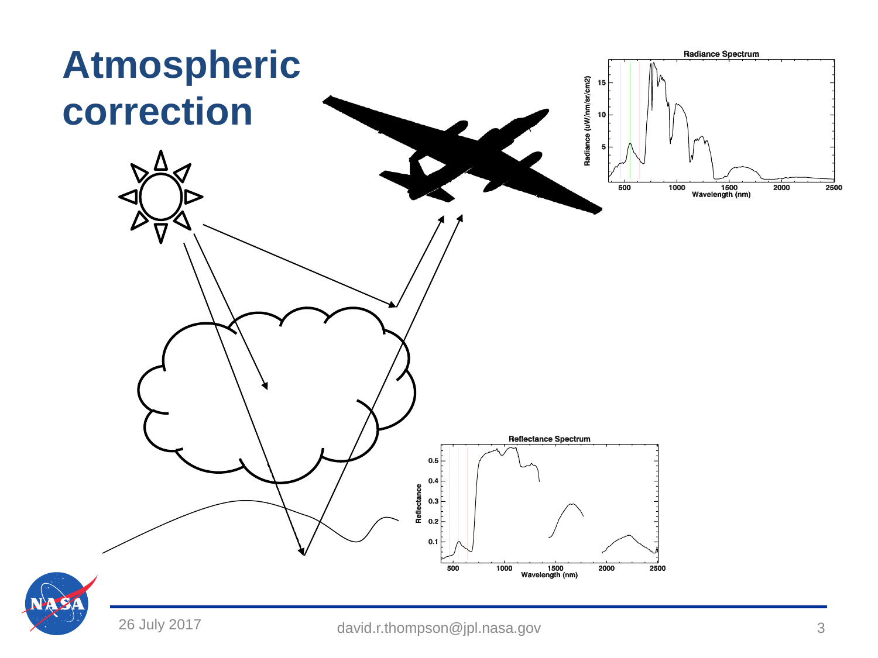# Atmospheric correction

Radiance Spectrum

Radiance (uW/nm/sr/cm2)

Wavelength (nm)

Reflectance Spectrum

Reflectance

Wavelength (nm)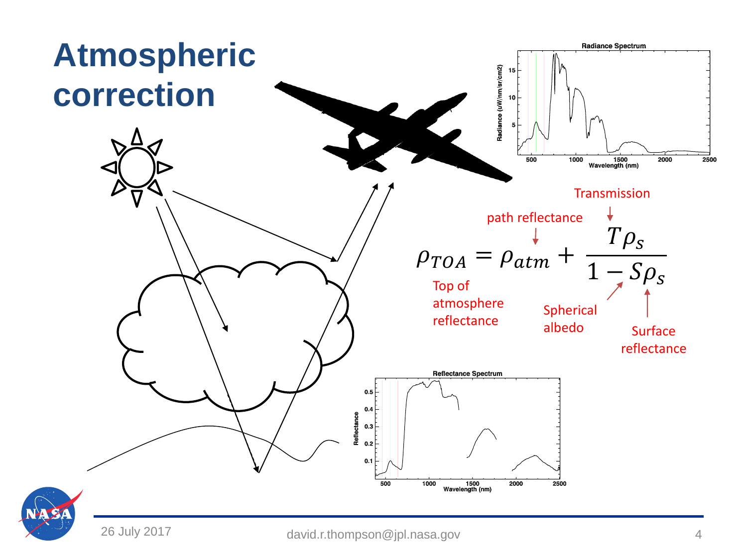# Atmospheric correction

$$\rho_{TOA} = \rho_{atm} + \frac{T\rho_s}{1 - S\rho_s}$$

- $\rho_{TOA}$: Top of atmosphere reflectance
- $\rho_{atm}$: path reflectance
- $T$: Transmission
- $S$: Spherical albedo
- $\rho_s$: Surface reflectance

**Radiance Spectrum** — Radiance (uW/nm/sr/cm2) vs. Wavelength (nm)

**Reflectance Spectrum** — Reflectance vs. Wavelength (nm)

26 July 2017 david.r.thompson@jpl.nasa.gov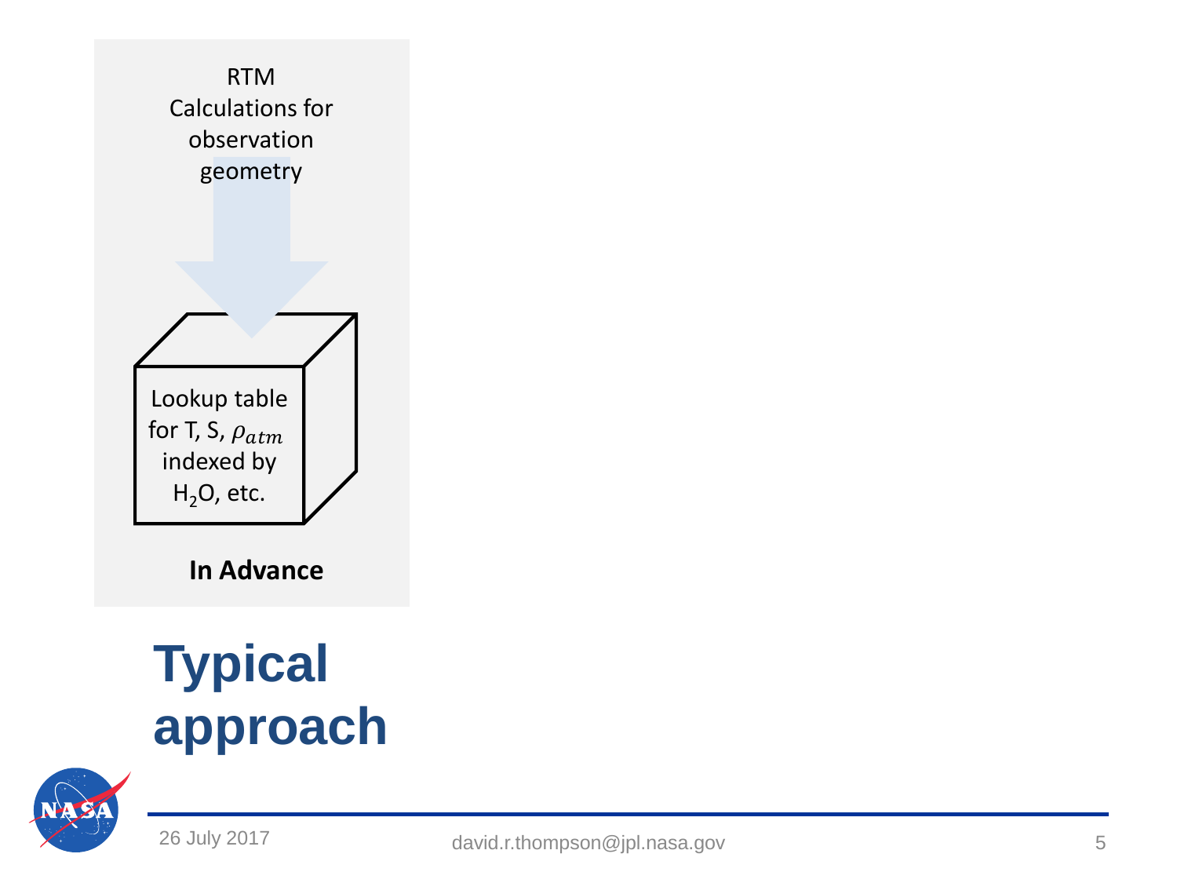RTM Calculations for observation geometry

Lookup table for T, S, $\rho_{atm}$ indexed by $H_2O$, etc.

**In Advance**

# Typical approach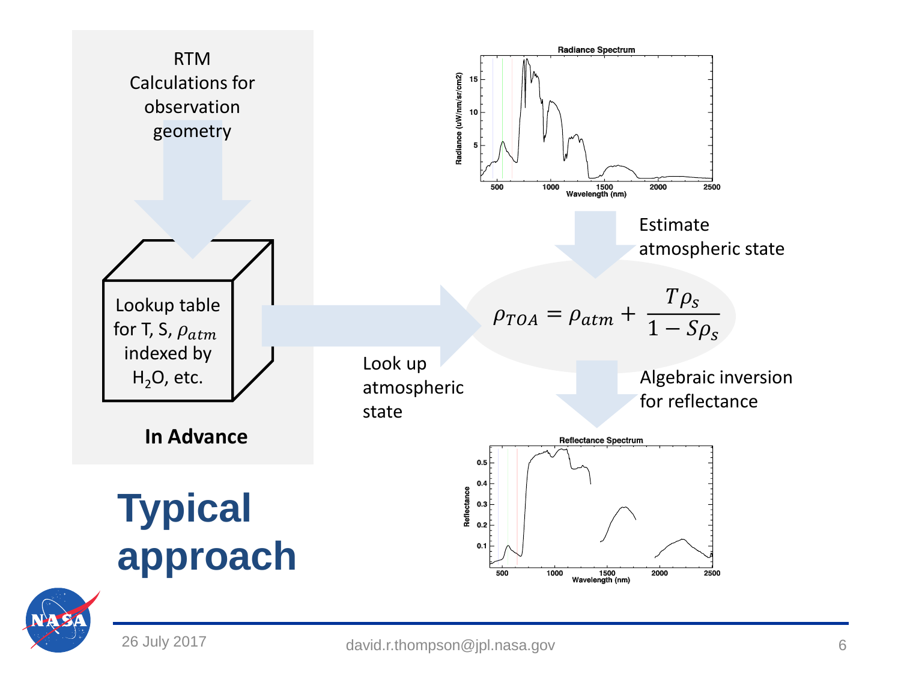# Typical approach

**In Advance**

RTM Calculations for observation geometry

Lookup table for T, S, $\rho_{atm}$ indexed by $H_2O$, etc.

Look up atmospheric state

Estimate atmospheric state

$$\rho_{TOA} = \rho_{atm} + \frac{T\rho_s}{1 - S\rho_s}$$

Algebraic inversion for reflectance

Radiance Spectrum

Reflectance Spectrum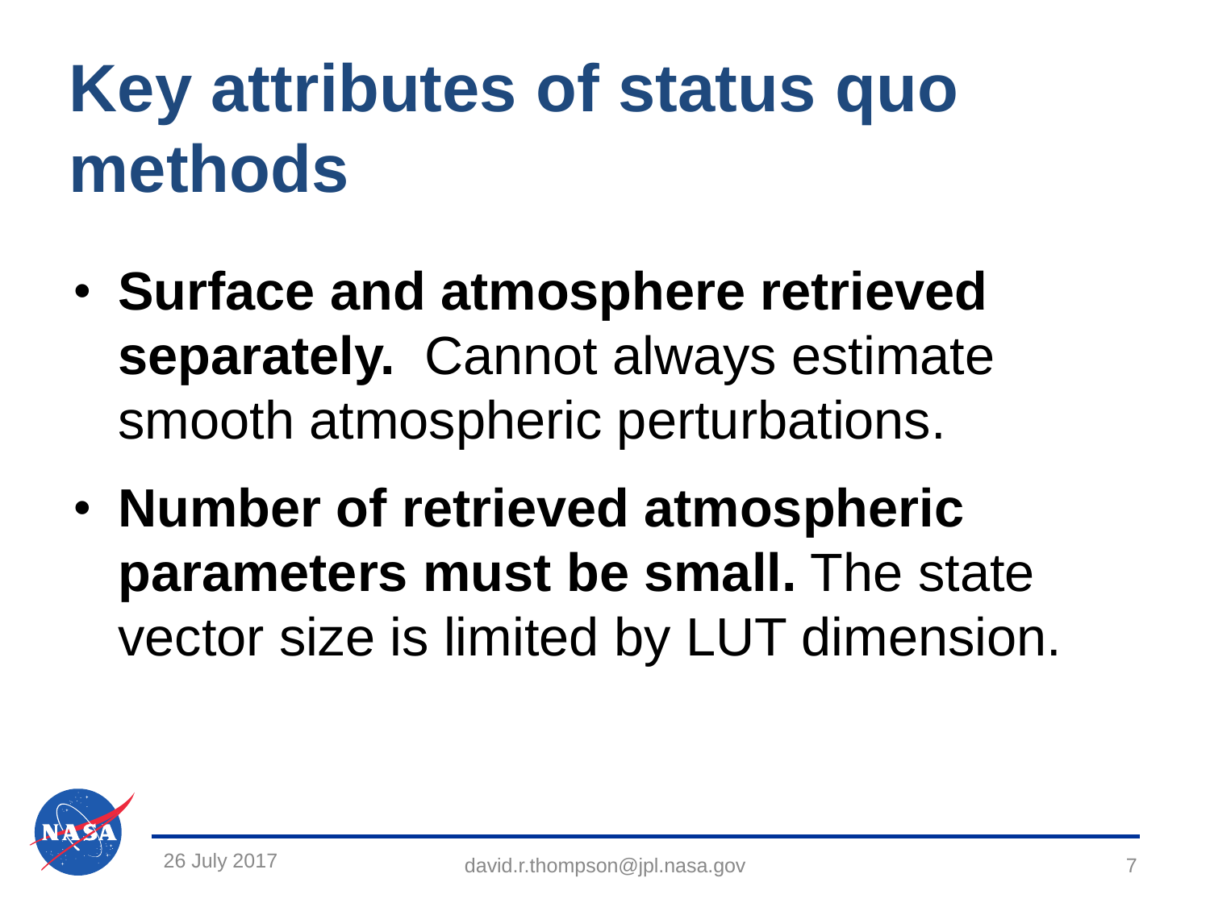# Key attributes of status quo methods

- **Surface and atmosphere retrieved separately.** Cannot always estimate smooth atmospheric perturbations.
- **Number of retrieved atmospheric parameters must be small.** The state vector size is limited by LUT dimension.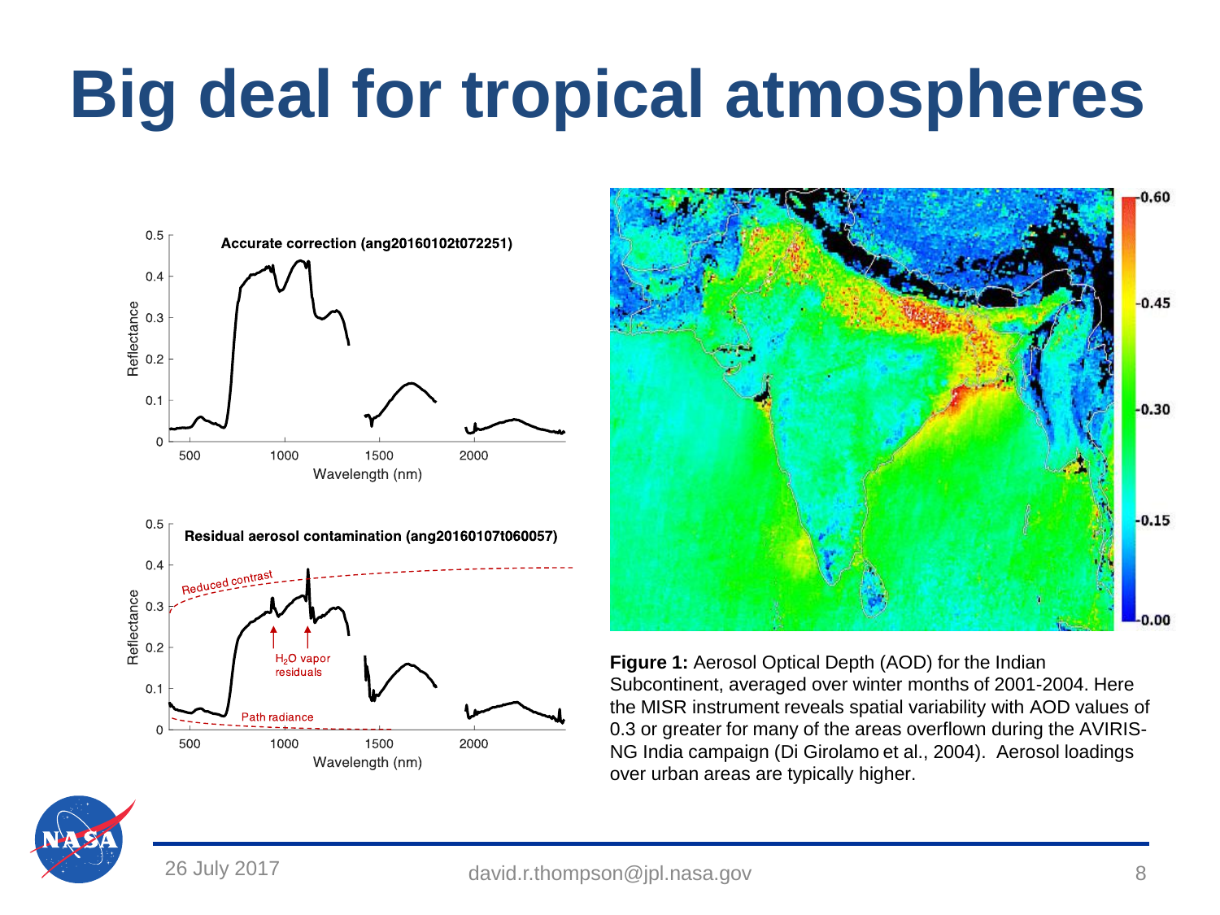# Big deal for tropical atmospheres

**Figure 1:** Aerosol Optical Depth (AOD) for the Indian Subcontinent, averaged over winter months of 2001-2004. Here the MISR instrument reveals spatial variability with AOD values of 0.3 or greater for many of the areas overflown during the AVIRIS-NG India campaign (Di Girolamo et al., 2004). Aerosol loadings over urban areas are typically higher.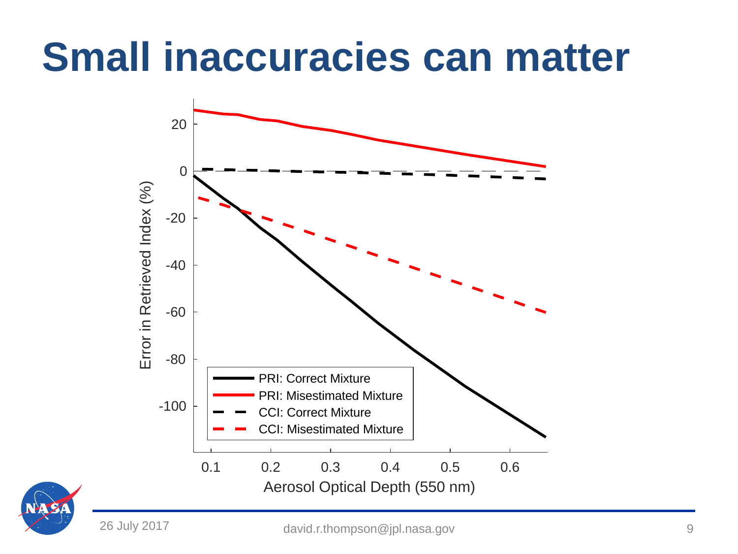# Small inaccuracies can matter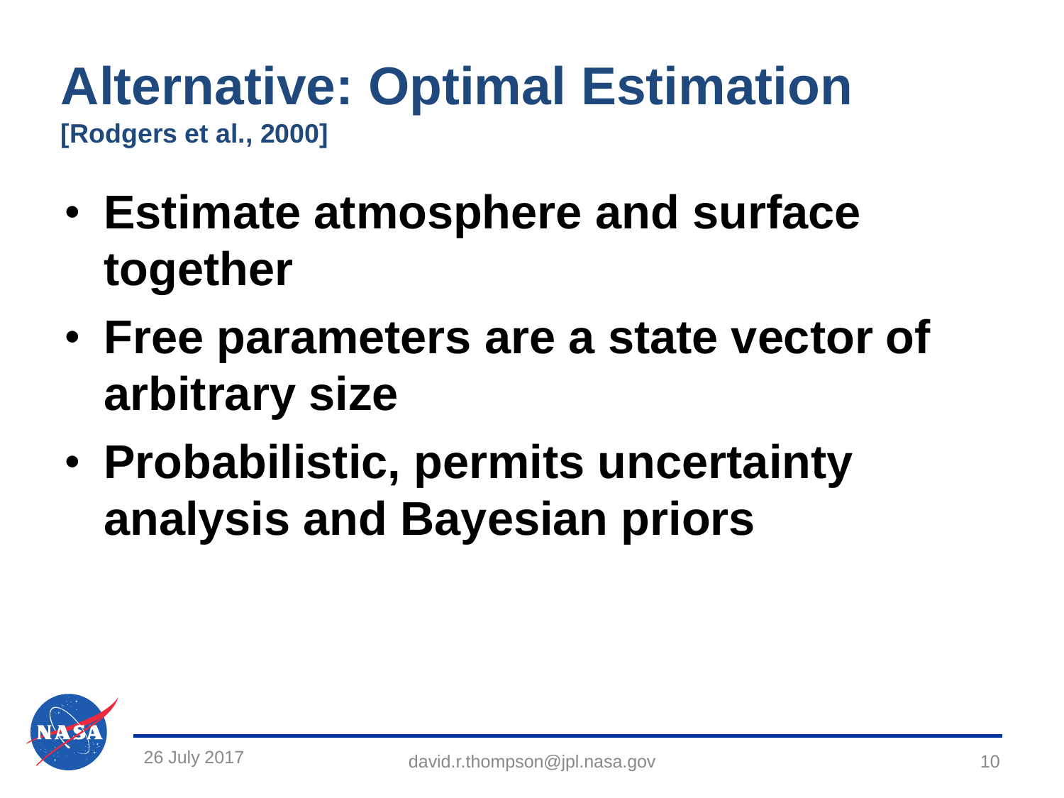# Alternative: Optimal Estimation

**[Rodgers et al., 2000]**

- **Estimate atmosphere and surface together**
- **Free parameters are a state vector of arbitrary size**
- **Probabilistic, permits uncertainty analysis and Bayesian priors**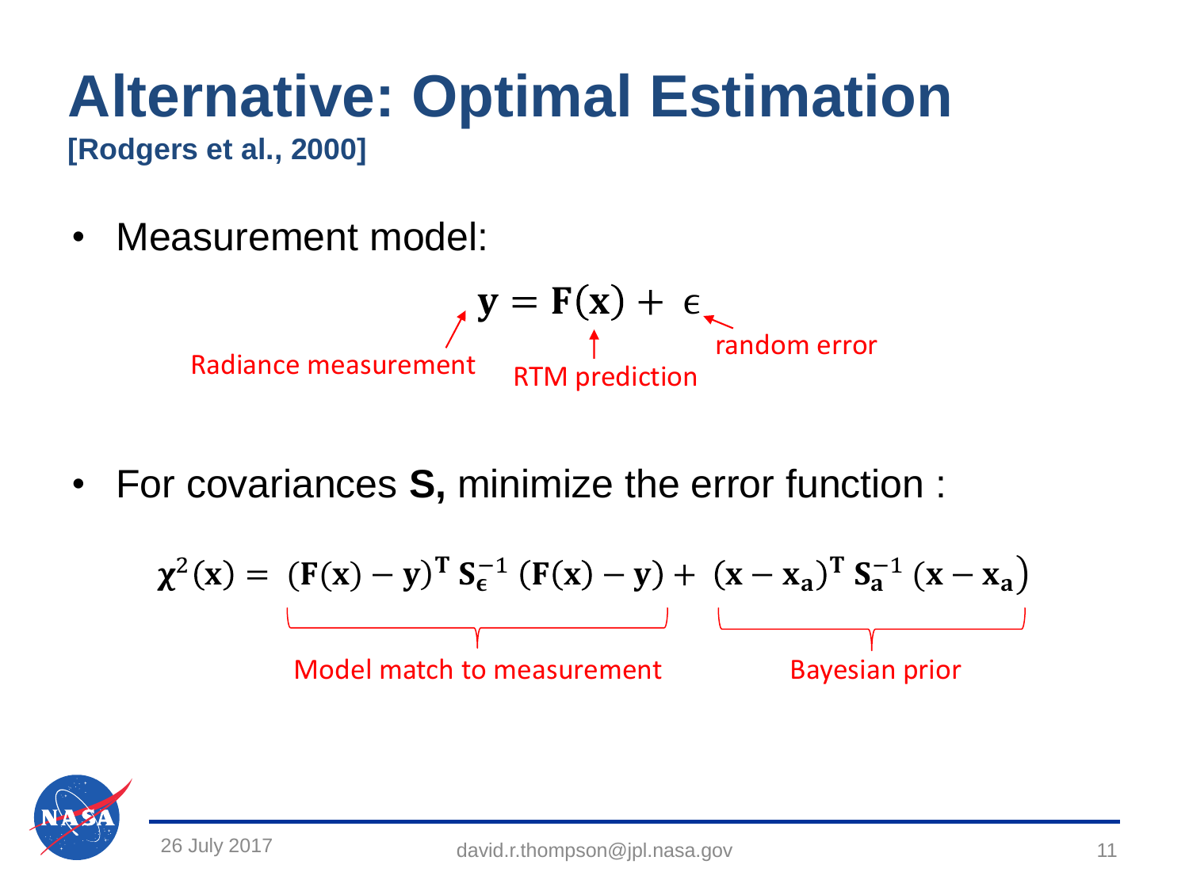# Alternative: Optimal Estimation

**[Rodgers et al., 2000]**

- Measurement model:

$$\mathbf{y} = \mathbf{F}(\mathbf{x}) + \epsilon$$

Radiance measurement ($\mathbf{y}$), RTM prediction ($\mathbf{F}(\mathbf{x})$), random error ($\epsilon$)

- For covariances **S,** minimize the error function :

$$\boldsymbol{\chi}^2(\mathbf{x}) = \underbrace{(\mathbf{F}(\mathbf{x}) - \mathbf{y})^{\mathbf{T}}\, \mathbf{S}_{\boldsymbol{\epsilon}}^{-1}\, (\mathbf{F}(\mathbf{x}) - \mathbf{y})}_{\text{Model match to measurement}} + \underbrace{(\mathbf{x} - \mathbf{x}_{\mathbf{a}})^{\mathbf{T}}\, \mathbf{S}_{\mathbf{a}}^{-1}\, (\mathbf{x} - \mathbf{x}_{\mathbf{a}})}_{\text{Bayesian prior}}$$

26 July 2017

david.r.thompson@jpl.nasa.gov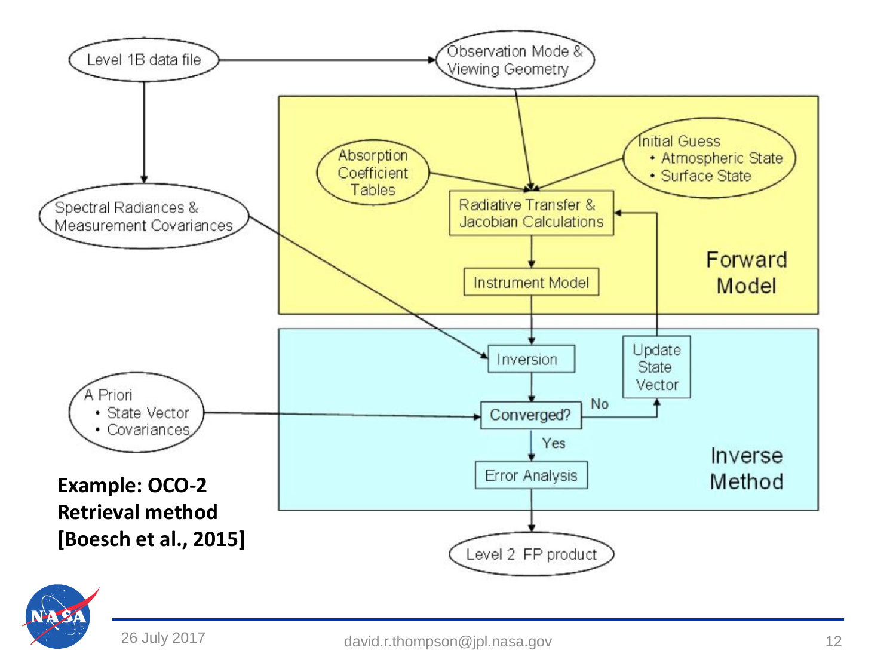Level 1B data file

Observation Mode & Viewing Geometry

Spectral Radiances & Measurement Covariances

Absorption Coefficient Tables

Initial Guess
- Atmospheric State
- Surface State

Radiative Transfer & Jacobian Calculations

Instrument Model

Forward Model

Inversion

Update State Vector

A Priori
- State Vector
- Covariances

Converged?

No

Yes

Error Analysis

Inverse Method

Level 2 FP product

**Example: OCO-2 Retrieval method [Boesch et al., 2015]**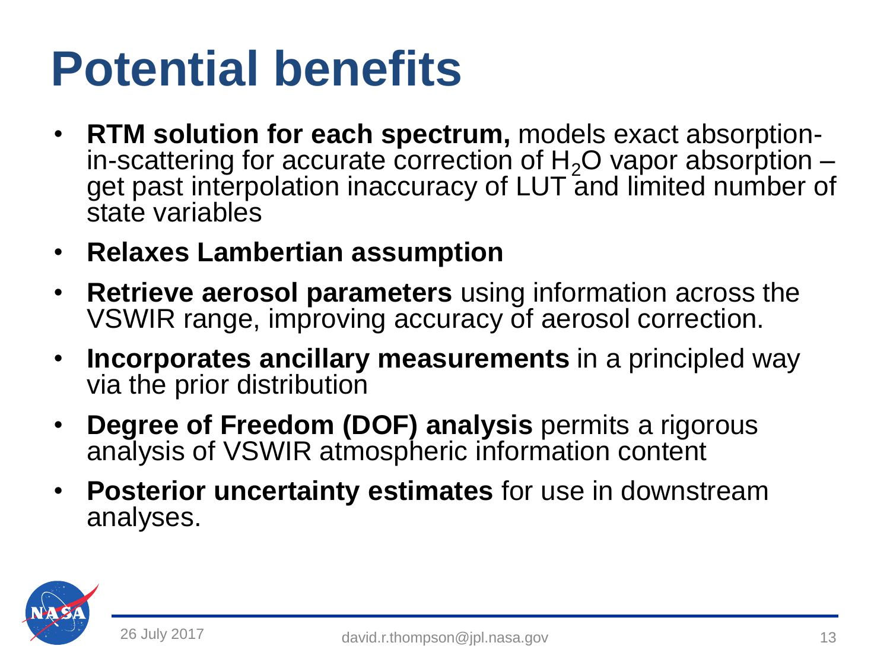# Potential benefits

- **RTM solution for each spectrum,** models exact absorption-in-scattering for accurate correction of $H_2O$ vapor absorption – get past interpolation inaccuracy of LUT and limited number of state variables
- **Relaxes Lambertian assumption**
- **Retrieve aerosol parameters** using information across the VSWIR range, improving accuracy of aerosol correction.
- **Incorporates ancillary measurements** in a principled way via the prior distribution
- **Degree of Freedom (DOF) analysis** permits a rigorous analysis of VSWIR atmospheric information content
- **Posterior uncertainty estimates** for use in downstream analyses.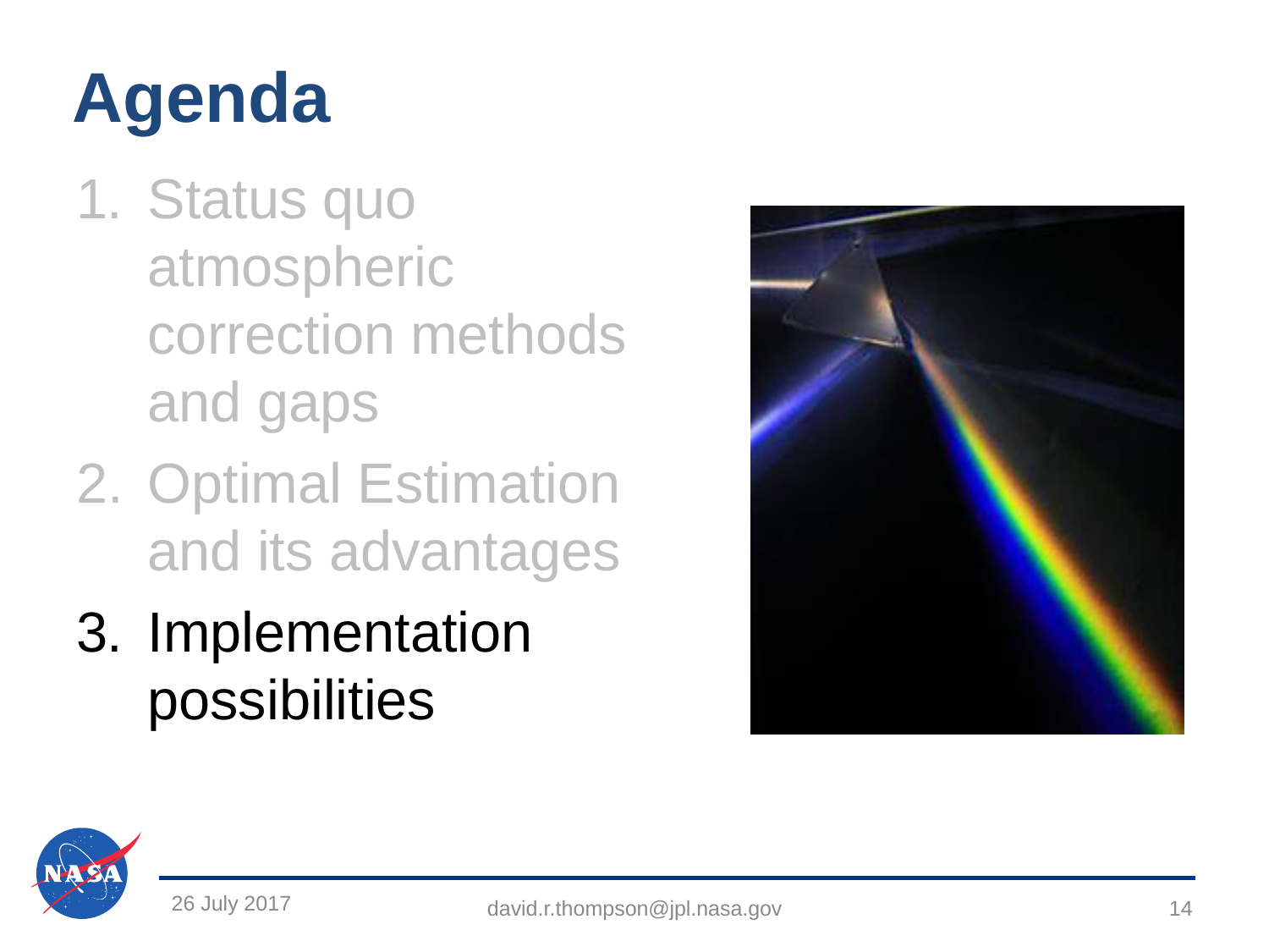# Agenda

1. Status quo atmospheric correction methods and gaps
2. Optimal Estimation and its advantages
3. Implementation possibilities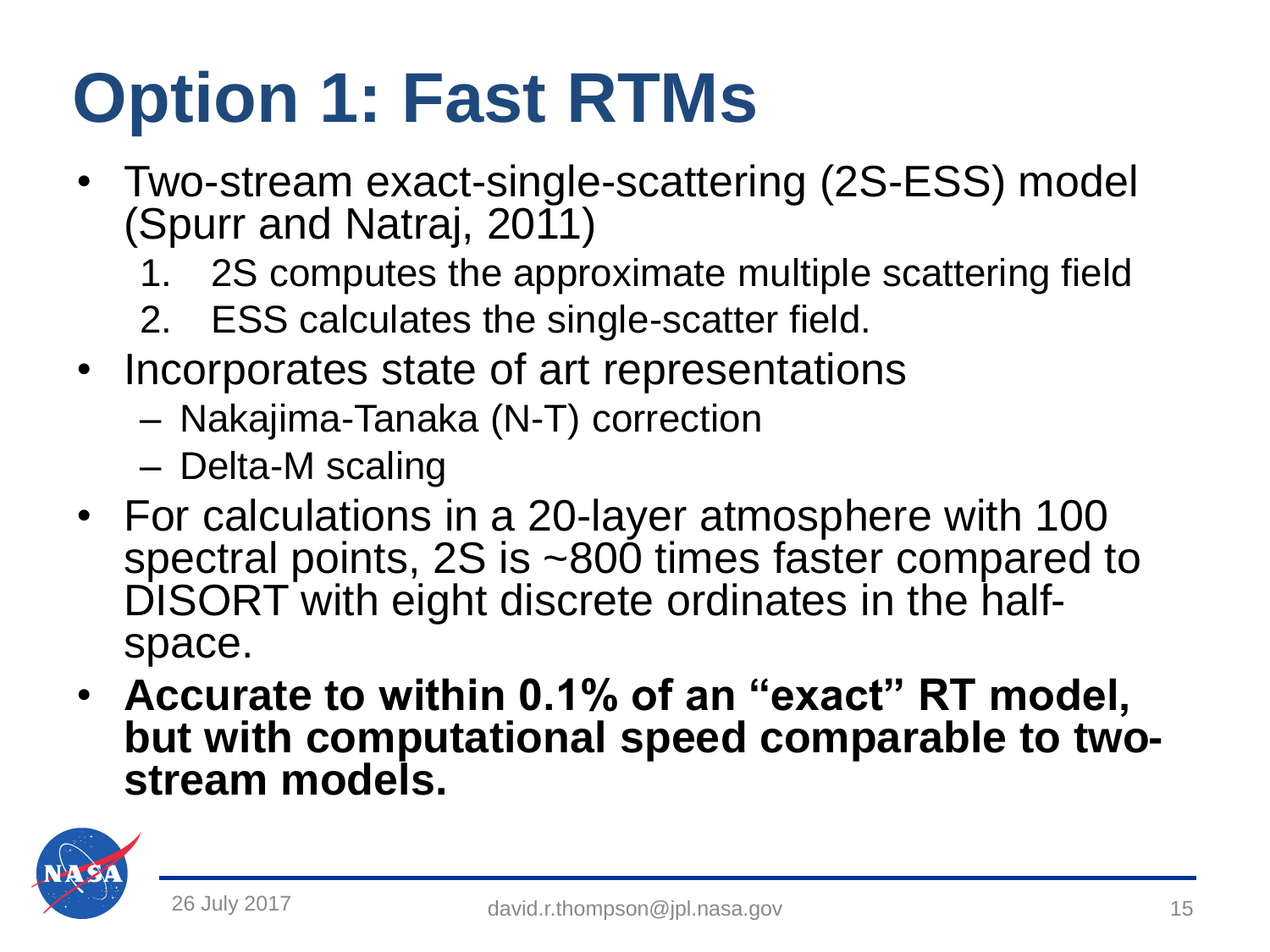# Option 1: Fast RTMs

- Two-stream exact-single-scattering (2S-ESS) model (Spurr and Natraj, 2011)
  1. 2S computes the approximate multiple scattering field
  2. ESS calculates the single-scatter field.
- Incorporates state of art representations
  - Nakajima-Tanaka (N-T) correction
  - Delta-M scaling
- For calculations in a 20-layer atmosphere with 100 spectral points, 2S is ~800 times faster compared to DISORT with eight discrete ordinates in the half-space.
- **Accurate to within 0.1% of an "exact" RT model, but with computational speed comparable to two-stream models.**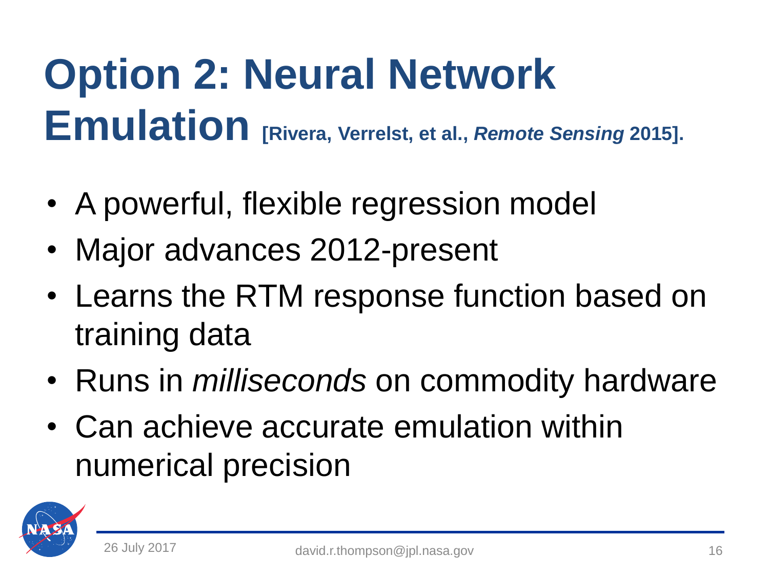# Option 2: Neural Network Emulation [Rivera, Verrelst, et al., *Remote Sensing* 2015].

- A powerful, flexible regression model
- Major advances 2012-present
- Learns the RTM response function based on training data
- Runs in *milliseconds* on commodity hardware
- Can achieve accurate emulation within numerical precision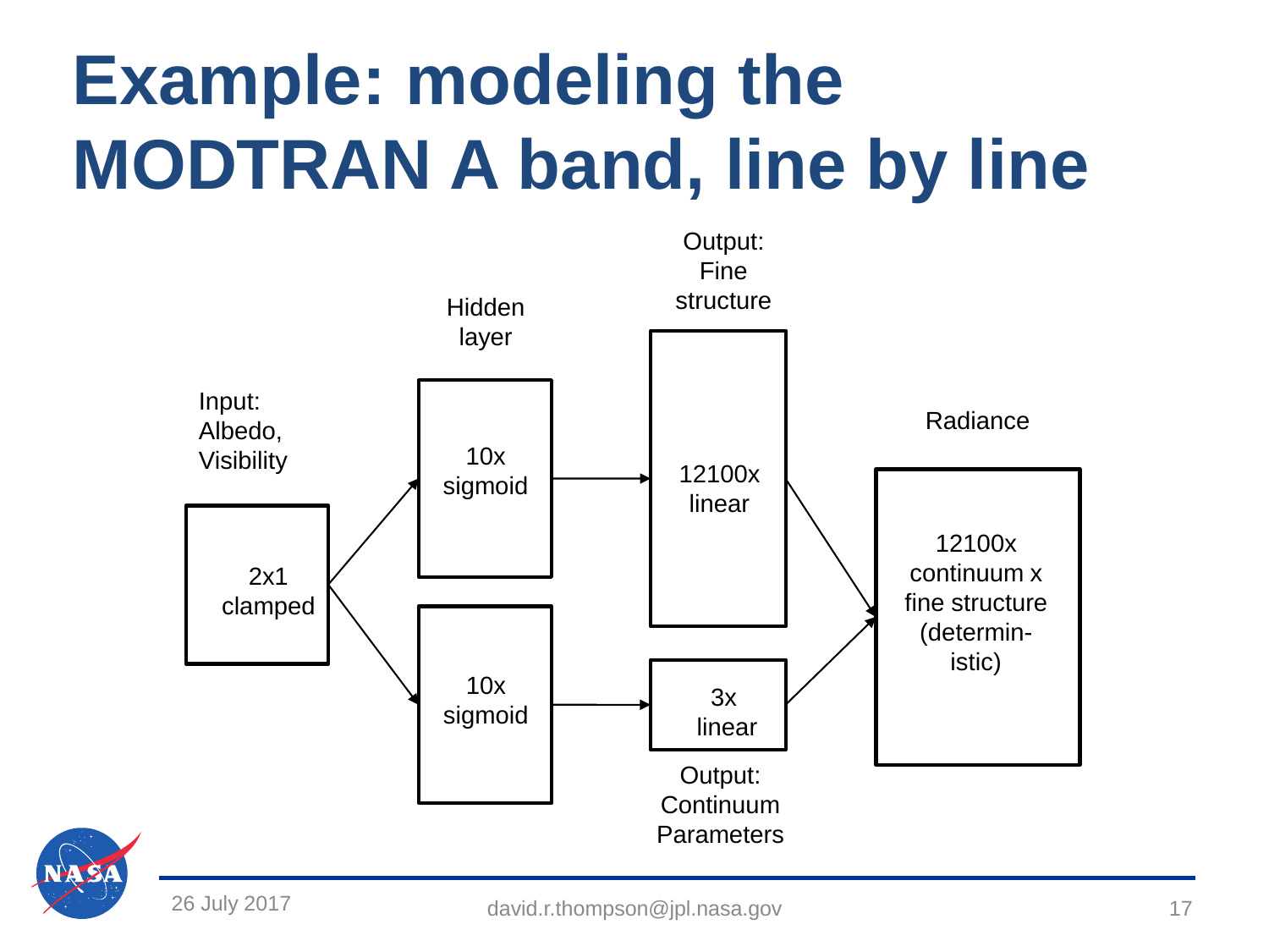# Example: modeling the MODTRAN A band, line by line

Input: Albedo, Visibility

2x1 clamped

Hidden layer

10x sigmoid

10x sigmoid

Output: Fine structure

12100x linear

3x linear

Output: Continuum Parameters

Radiance

12100x continuum x fine structure (determin-istic)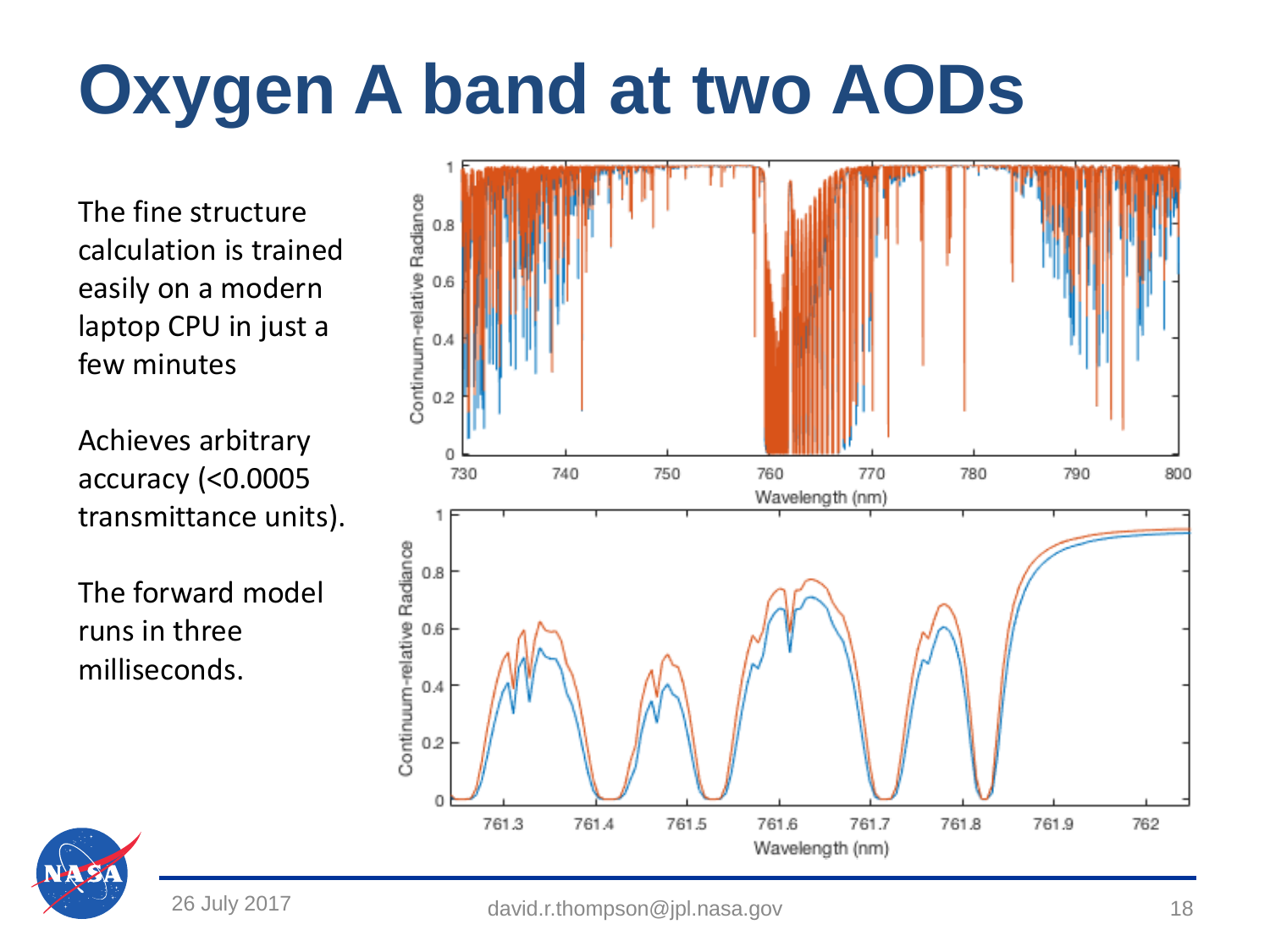# Oxygen A band at two AODs

The fine structure calculation is trained easily on a modern laptop CPU in just a few minutes

Achieves arbitrary accuracy (<0.0005 transmittance units).

The forward model runs in three milliseconds.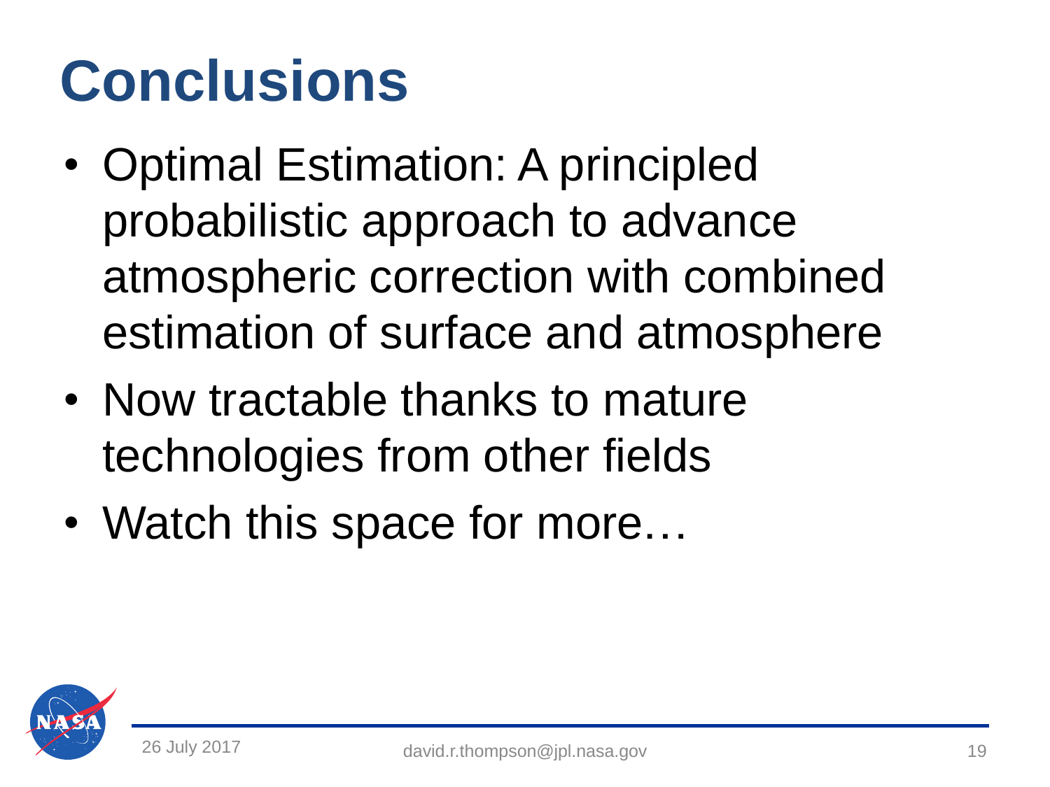# Conclusions

- Optimal Estimation: A principled probabilistic approach to advance atmospheric correction with combined estimation of surface and atmosphere
- Now tractable thanks to mature technologies from other fields
- Watch this space for more…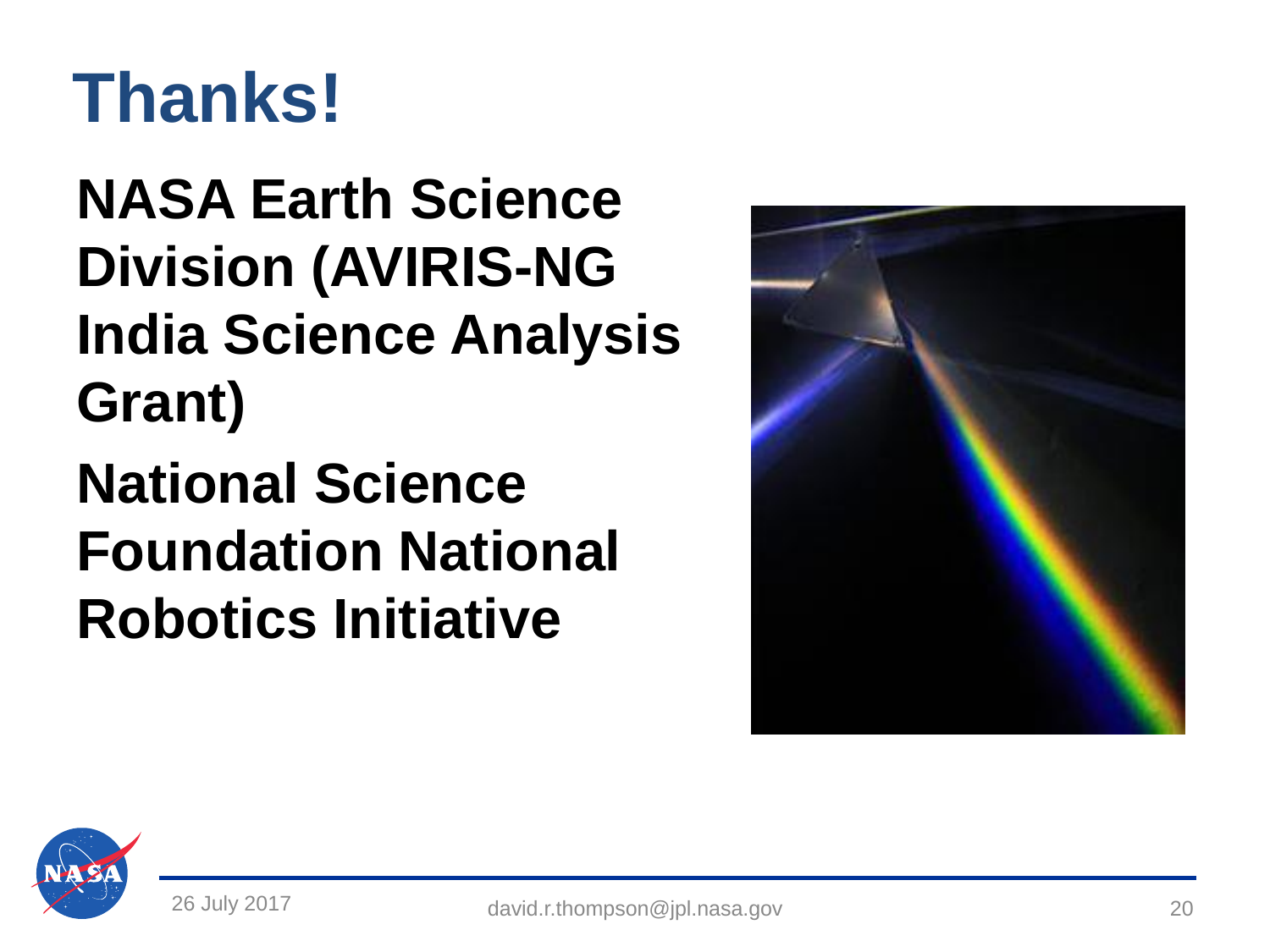# Thanks!

**NASA Earth Science Division (AVIRIS-NG India Science Analysis Grant)**

**National Science Foundation National Robotics Initiative**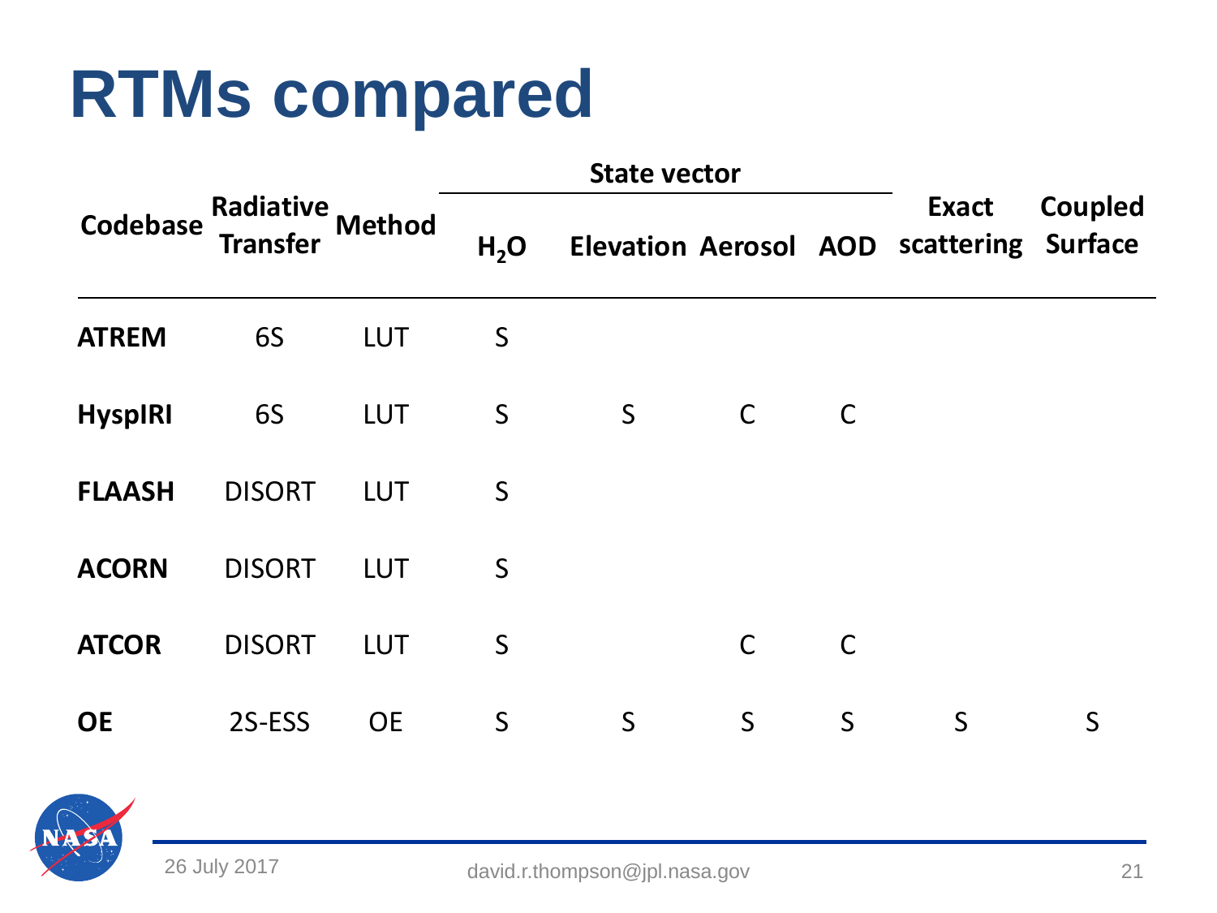# RTMs compared

| Codebase | Radiative Transfer | Method | State vector | | | | Exact scattering | Coupled Surface |
|---|---|---|---|---|---|---|---|---|
| | | | $H_2O$ | Elevation | Aerosol | AOD | | |
| **ATREM** | 6S | LUT | S | | | | | |
| **HyspIRI** | 6S | LUT | S | S | C | C | | |
| **FLAASH** | DISORT | LUT | S | | | | | |
| **ACORN** | DISORT | LUT | S | | | | | |
| **ATCOR** | DISORT | LUT | S | | C | C | | |
| **OE** | 2S-ESS | OE | S | S | S | S | S | S |

26 July 2017

david.r.thompson@jpl.nasa.gov